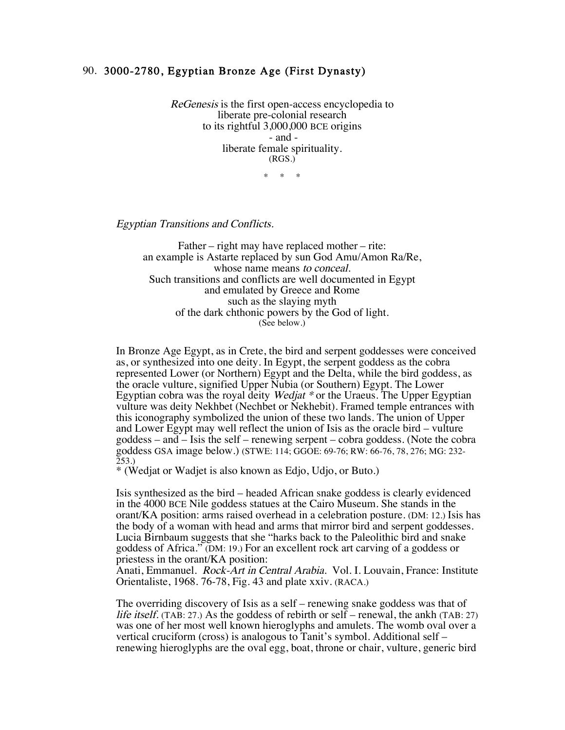## 90. 3000-2780, Egyptian Bronze Age (First Dynasty)

*ReGenesis* is the first open-access encyclopedia to
liberate pre-colonial research
to its rightful 3,000,000 BCE origins
- and -
liberate female spirituality.
(RGS.)

\* \* \*

*Egyptian Transitions and Conflicts.*

Father – right may have replaced mother – rite:
an example is Astarte replaced by sun God Amu/Amon Ra/Re,
whose name means *to conceal.*
Such transitions and conflicts are well documented in Egypt
and emulated by Greece and Rome
such as the slaying myth
of the dark chthonic powers by the God of light.
(See below.)

In Bronze Age Egypt, as in Crete, the bird and serpent goddesses were conceived as, or synthesized into one deity. In Egypt, the serpent goddess as the cobra represented Lower (or Northern) Egypt and the Delta, while the bird goddess, as the oracle vulture, signified Upper Nubia (or Southern) Egypt. The Lower Egyptian cobra was the royal deity *Wedjat* * or the Uraeus. The Upper Egyptian vulture was deity Nekhbet (Nechbet or Nekhebit). Framed temple entrances with this iconography symbolized the union of these two lands. The union of Upper and Lower Egypt may well reflect the union of Isis as the oracle bird – vulture goddess – and – Isis the self – renewing serpent – cobra goddess. (Note the cobra goddess GSA image below.) (STWE: 114; GGOE: 69-76; RW: 66-76, 78, 276; MG: 232-253.)
\* (Wedjat or Wadjet is also known as Edjo, Udjo, or Buto.)

Isis synthesized as the bird – headed African snake goddess is clearly evidenced in the 4000 BCE Nile goddess statues at the Cairo Museum. She stands in the orant/KA position: arms raised overhead in a celebration posture. (DM: 12.) Isis has the body of a woman with head and arms that mirror bird and serpent goddesses. Lucia Birnbaum suggests that she "harks back to the Paleolithic bird and snake goddess of Africa." (DM: 19.) For an excellent rock art carving of a goddess or priestess in the orant/KA position:
Anati, Emmanuel. *Rock-Art in Central Arabia.* Vol. I. Louvain, France: Institute Orientaliste, 1968. 76-78, Fig. 43 and plate xxiv. (RACA.)

The overriding discovery of Isis as a self – renewing snake goddess was that of *life itself.* (TAB: 27.) As the goddess of rebirth or self – renewal, the ankh (TAB: 27) was one of her most well known hieroglyphs and amulets. The womb oval over a vertical cruciform (cross) is analogous to Tanit's symbol. Additional self – renewing hieroglyphs are the oval egg, boat, throne or chair, vulture, generic bird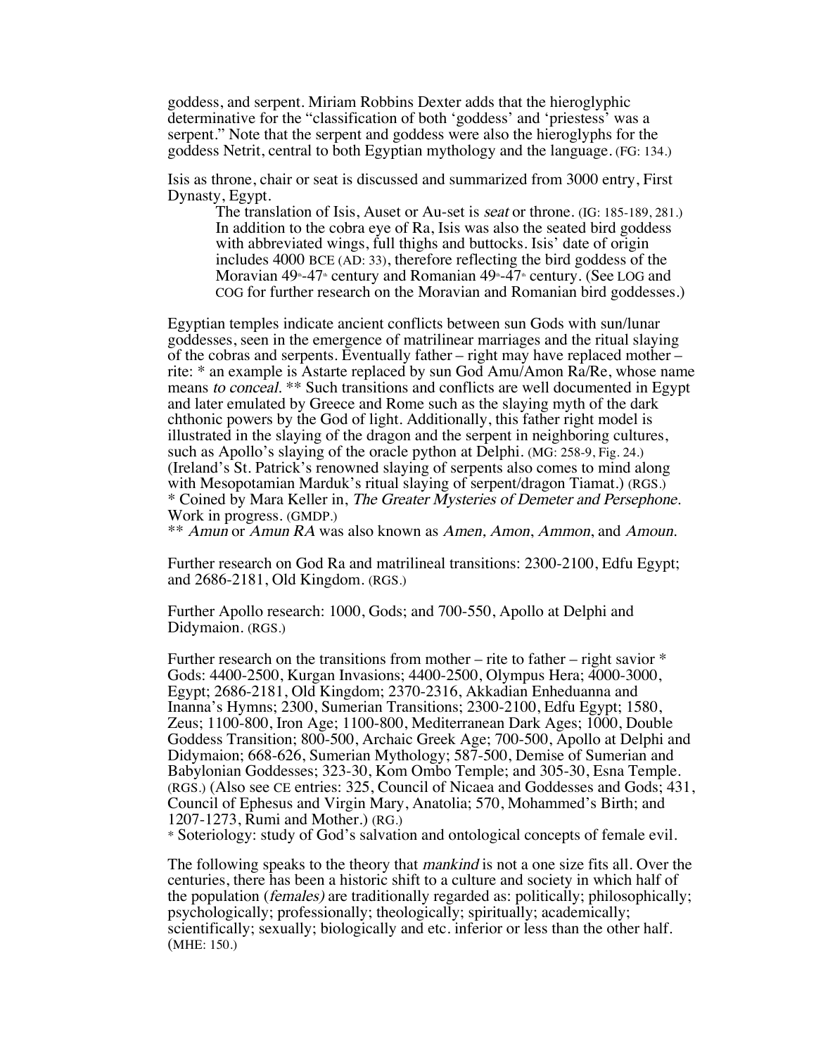goddess, and serpent. Miriam Robbins Dexter adds that the hieroglyphic determinative for the "classification of both 'goddess' and 'priestess' was a serpent." Note that the serpent and goddess were also the hieroglyphs for the goddess Netrit, central to both Egyptian mythology and the language. (FG: 134.)

Isis as throne, chair or seat is discussed and summarized from 3000 entry, First Dynasty, Egypt.

> The translation of Isis, Auset or Au-set is *seat* or throne. (IG: 185-189, 281.) In addition to the cobra eye of Ra, Isis was also the seated bird goddess with abbreviated wings, full thighs and buttocks. Isis' date of origin includes 4000 BCE (AD: 33), therefore reflecting the bird goddess of the Moravian 49th-47th century and Romanian 49th-47th century. (See LOG and COG for further research on the Moravian and Romanian bird goddesses.)

Egyptian temples indicate ancient conflicts between sun Gods with sun/lunar goddesses, seen in the emergence of matrilinear marriages and the ritual slaying of the cobras and serpents. Eventually father – right may have replaced mother – rite: * an example is Astarte replaced by sun God Amu/Amon Ra/Re, whose name means *to conceal*. ** Such transitions and conflicts are well documented in Egypt and later emulated by Greece and Rome such as the slaying myth of the dark chthonic powers by the God of light. Additionally, this father right model is illustrated in the slaying of the dragon and the serpent in neighboring cultures, such as Apollo's slaying of the oracle python at Delphi. (MG: 258-9, Fig. 24.) (Ireland's St. Patrick's renowned slaying of serpents also comes to mind along with Mesopotamian Marduk's ritual slaying of serpent/dragon Tiamat.) (RGS.)
* Coined by Mara Keller in, *The Greater Mysteries of Demeter and Persephone*. Work in progress. (GMDP.)
** *Amun* or *Amun RA* was also known as *Amen*, *Amon*, *Ammon*, and *Amoun*.

Further research on God Ra and matrilineal transitions: 2300-2100, Edfu Egypt; and 2686-2181, Old Kingdom. (RGS.)

Further Apollo research: 1000, Gods; and 700-550, Apollo at Delphi and Didymaion. (RGS.)

Further research on the transitions from mother – rite to father – right savior * Gods: 4400-2500, Kurgan Invasions; 4400-2500, Olympus Hera; 4000-3000, Egypt; 2686-2181, Old Kingdom; 2370-2316, Akkadian Enheduanna and Inanna's Hymns; 2300, Sumerian Transitions; 2300-2100, Edfu Egypt; 1580, Zeus; 1100-800, Iron Age; 1100-800, Mediterranean Dark Ages; 1000, Double Goddess Transition; 800-500, Archaic Greek Age; 700-500, Apollo at Delphi and Didymaion; 668-626, Sumerian Mythology; 587-500, Demise of Sumerian and Babylonian Goddesses; 323-30, Kom Ombo Temple; and 305-30, Esna Temple. (RGS.) (Also see CE entries: 325, Council of Nicaea and Goddesses and Gods; 431, Council of Ephesus and Virgin Mary, Anatolia; 570, Mohammed's Birth; and 1207-1273, Rumi and Mother.) (RG.)
* Soteriology: study of God's salvation and ontological concepts of female evil.

The following speaks to the theory that *mankind* is not a one size fits all. Over the centuries, there has been a historic shift to a culture and society in which half of the population (*females)* are traditionally regarded as: politically; philosophically; psychologically; professionally; theologically; spiritually; academically; scientifically; sexually; biologically and etc. inferior or less than the other half. (MHE: 150.)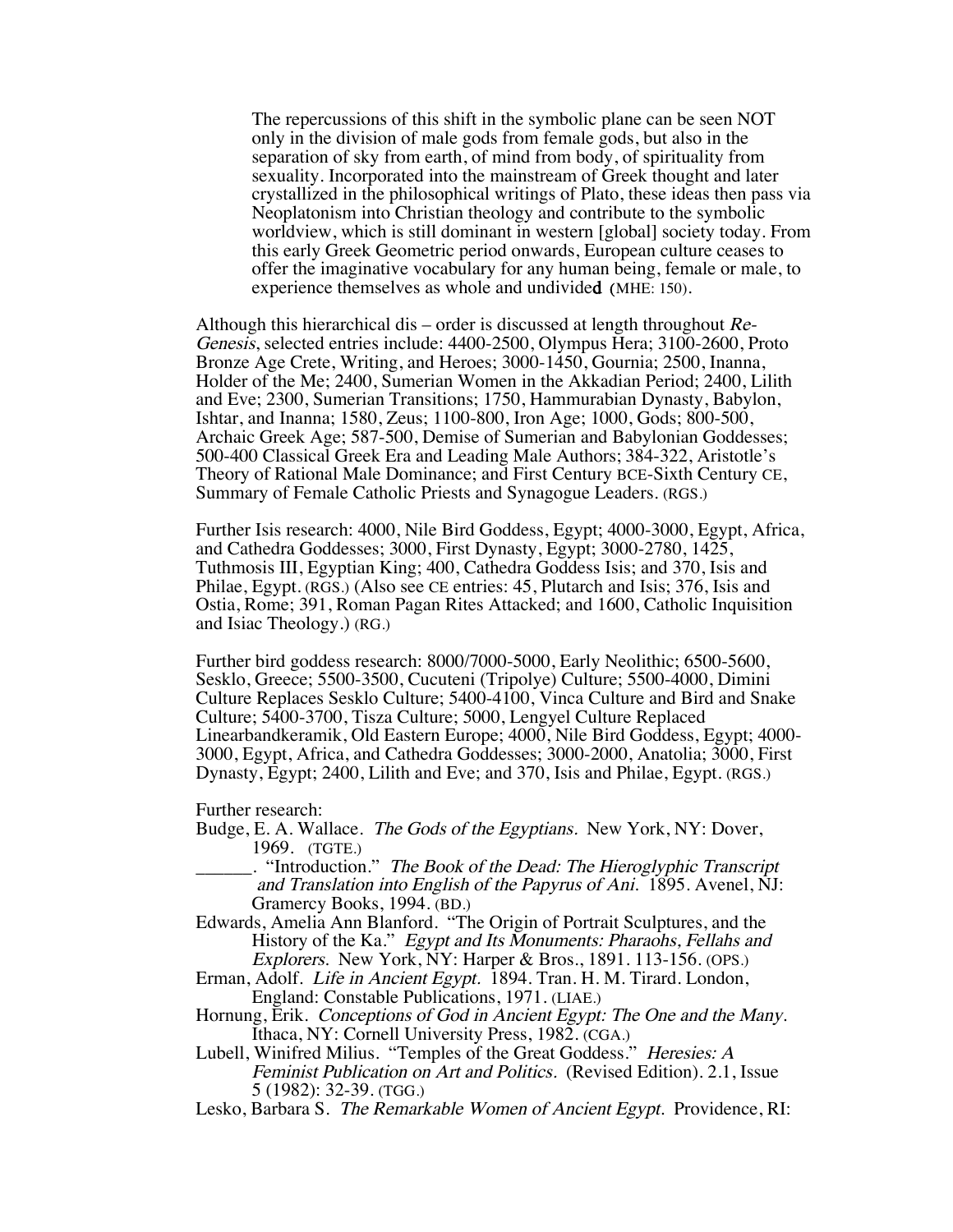> The repercussions of this shift in the symbolic plane can be seen NOT only in the division of male gods from female gods, but also in the separation of sky from earth, of mind from body, of spirituality from sexuality. Incorporated into the mainstream of Greek thought and later crystallized in the philosophical writings of Plato, these ideas then pass via Neoplatonism into Christian theology and contribute to the symbolic worldview, which is still dominant in western [global] society today. From this early Greek Geometric period onwards, European culture ceases to offer the imaginative vocabulary for any human being, female or male, to experience themselves as whole and undivided (MHE: 150).

Although this hierarchical dis – order is discussed at length throughout *Re-Genesis*, selected entries include: 4400-2500, Olympus Hera; 3100-2600, Proto Bronze Age Crete, Writing, and Heroes; 3000-1450, Gournia; 2500, Inanna, Holder of the Me; 2400, Sumerian Women in the Akkadian Period; 2400, Lilith and Eve; 2300, Sumerian Transitions; 1750, Hammurabian Dynasty, Babylon, Ishtar, and Inanna; 1580, Zeus; 1100-800, Iron Age; 1000, Gods; 800-500, Archaic Greek Age; 587-500, Demise of Sumerian and Babylonian Goddesses; 500-400 Classical Greek Era and Leading Male Authors; 384-322, Aristotle's Theory of Rational Male Dominance; and First Century BCE-Sixth Century CE, Summary of Female Catholic Priests and Synagogue Leaders. (RGS.)

Further Isis research: 4000, Nile Bird Goddess, Egypt; 4000-3000, Egypt, Africa, and Cathedra Goddesses; 3000, First Dynasty, Egypt; 3000-2780, 1425, Tuthmosis III, Egyptian King; 400, Cathedra Goddess Isis; and 370, Isis and Philae, Egypt. (RGS.) (Also see CE entries: 45, Plutarch and Isis; 376, Isis and Ostia, Rome; 391, Roman Pagan Rites Attacked; and 1600, Catholic Inquisition and Isiac Theology.) (RG.)

Further bird goddess research: 8000/7000-5000, Early Neolithic; 6500-5600, Sesklo, Greece; 5500-3500, Cucuteni (Tripolye) Culture; 5500-4000, Dimini Culture Replaces Sesklo Culture; 5400-4100, Vinca Culture and Bird and Snake Culture; 5400-3700, Tisza Culture; 5000, Lengyel Culture Replaced Linearbandkeramik, Old Eastern Europe; 4000, Nile Bird Goddess, Egypt; 4000-3000, Egypt, Africa, and Cathedra Goddesses; 3000-2000, Anatolia; 3000, First Dynasty, Egypt; 2400, Lilith and Eve; and 370, Isis and Philae, Egypt. (RGS.)

Further research:

Budge, E. A. Wallace. *The Gods of the Egyptians.* New York, NY: Dover, 1969. (TGTE.)

______. "Introduction." *The Book of the Dead: The Hieroglyphic Transcript and Translation into English of the Papyrus of Ani.* 1895. Avenel, NJ: Gramercy Books, 1994. (BD.)

Edwards, Amelia Ann Blanford. "The Origin of Portrait Sculptures, and the History of the Ka." *Egypt and Its Monuments: Pharaohs, Fellahs and Explorers.* New York, NY: Harper & Bros., 1891. 113-156. (OPS.)

Erman, Adolf. *Life in Ancient Egypt.* 1894. Tran. H. M. Tirard. London, England: Constable Publications, 1971. (LIAE.)

Hornung, Erik. *Conceptions of God in Ancient Egypt: The One and the Many.* Ithaca, NY: Cornell University Press, 1982. (CGA.)

Lubell, Winifred Milius. "Temples of the Great Goddess." *Heresies: A Feminist Publication on Art and Politics.* (Revised Edition). 2.1, Issue 5 (1982): 32-39. (TGG.)

Lesko, Barbara S. *The Remarkable Women of Ancient Egypt.* Providence, RI: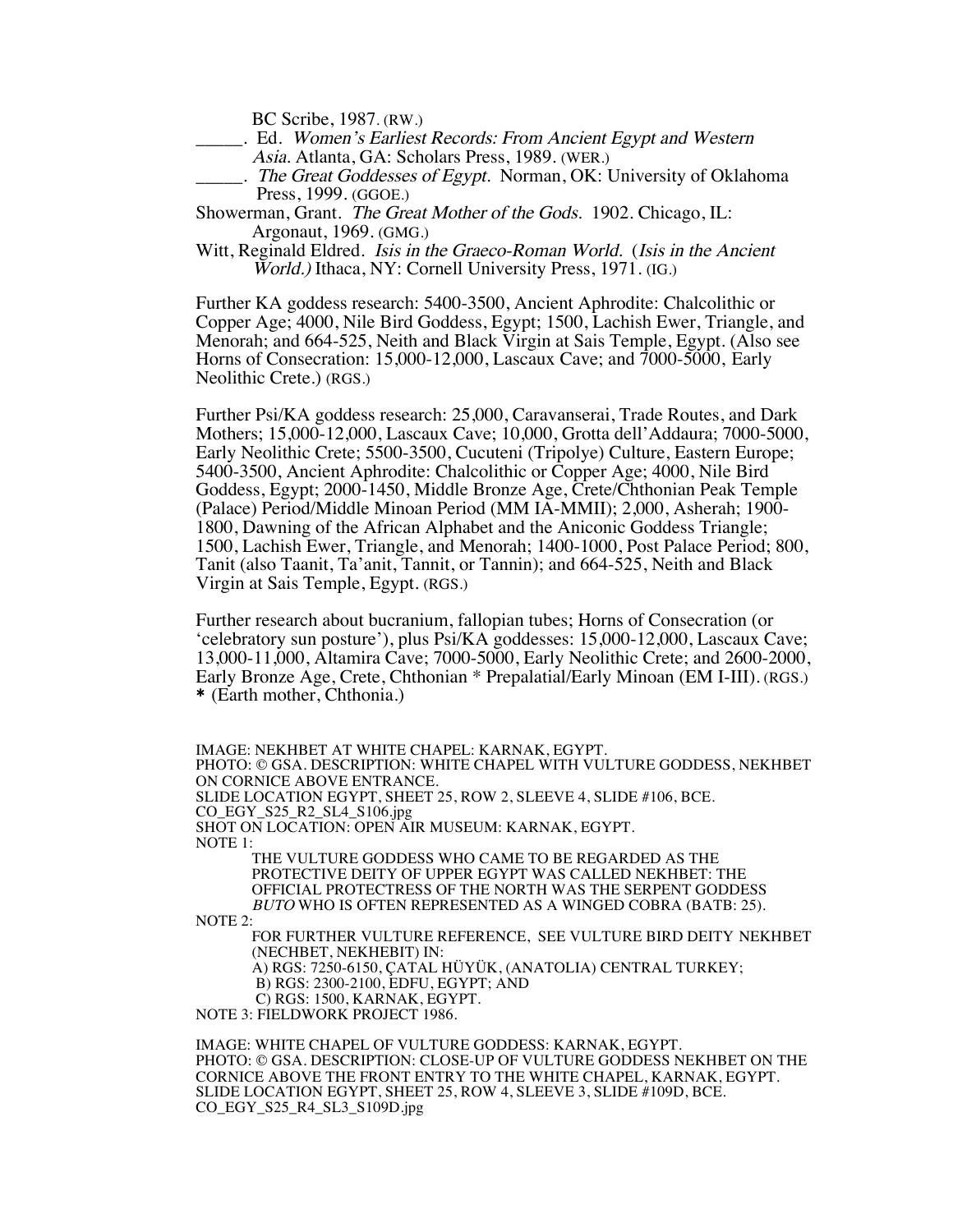BC Scribe, 1987. (RW.)

_____. Ed. *Women's Earliest Records: From Ancient Egypt and Western Asia.* Atlanta, GA: Scholars Press, 1989. (WER.)

_____. *The Great Goddesses of Egypt.* Norman, OK: University of Oklahoma Press, 1999. (GGOE.)

Showerman, Grant. *The Great Mother of the Gods.* 1902. Chicago, IL: Argonaut, 1969. (GMG.)

Witt, Reginald Eldred. *Isis in the Graeco-Roman World.* (*Isis in the Ancient World.)* Ithaca, NY: Cornell University Press, 1971. (IG.)

Further KA goddess research: 5400-3500, Ancient Aphrodite: Chalcolithic or Copper Age; 4000, Nile Bird Goddess, Egypt; 1500, Lachish Ewer, Triangle, and Menorah; and 664-525, Neith and Black Virgin at Sais Temple, Egypt. (Also see Horns of Consecration: 15,000-12,000, Lascaux Cave; and 7000-5000, Early Neolithic Crete.) (RGS.)

Further Psi/KA goddess research: 25,000, Caravanserai, Trade Routes, and Dark Mothers; 15,000-12,000, Lascaux Cave; 10,000, Grotta dell'Addaura; 7000-5000, Early Neolithic Crete; 5500-3500, Cucuteni (Tripolye) Culture, Eastern Europe; 5400-3500, Ancient Aphrodite: Chalcolithic or Copper Age; 4000, Nile Bird Goddess, Egypt; 2000-1450, Middle Bronze Age, Crete/Chthonian Peak Temple (Palace) Period/Middle Minoan Period (MM IA-MMII); 2,000, Asherah; 1900-1800, Dawning of the African Alphabet and the Aniconic Goddess Triangle; 1500, Lachish Ewer, Triangle, and Menorah; 1400-1000, Post Palace Period; 800, Tanit (also Taanit, Ta'anit, Tannit, or Tannin); and 664-525, Neith and Black Virgin at Sais Temple, Egypt. (RGS.)

Further research about bucranium, fallopian tubes; Horns of Consecration (or 'celebratory sun posture'), plus Psi/KA goddesses: 15,000-12,000, Lascaux Cave; 13,000-11,000, Altamira Cave; 7000-5000, Early Neolithic Crete; and 2600-2000, Early Bronze Age, Crete, Chthonian * Prepalatial/Early Minoan (EM I-III). (RGS.)
* (Earth mother, Chthonia.)

IMAGE: NEKHBET AT WHITE CHAPEL: KARNAK, EGYPT.
PHOTO: © GSA. DESCRIPTION: WHITE CHAPEL WITH VULTURE GODDESS, NEKHBET ON CORNICE ABOVE ENTRANCE.
SLIDE LOCATION EGYPT, SHEET 25, ROW 2, SLEEVE 4, SLIDE #106, BCE.
CO_EGY_S25_R2_SL4_S106.jpg
SHOT ON LOCATION: OPEN AIR MUSEUM: KARNAK, EGYPT.
NOTE 1:
THE VULTURE GODDESS WHO CAME TO BE REGARDED AS THE PROTECTIVE DEITY OF UPPER EGYPT WAS CALLED NEKHBET: THE OFFICIAL PROTECTRESS OF THE NORTH WAS THE SERPENT GODDESS *BUTO* WHO IS OFTEN REPRESENTED AS A WINGED COBRA (BATB: 25).
NOTE 2:
FOR FURTHER VULTURE REFERENCE, SEE VULTURE BIRD DEITY NEKHBET (NECHBET, NEKHEBIT) IN:
A) RGS: 7250-6150, ÇATAL HÜYÜK, (ANATOLIA) CENTRAL TURKEY;
B) RGS: 2300-2100, EDFU, EGYPT; AND
C) RGS: 1500, KARNAK, EGYPT.
NOTE 3: FIELDWORK PROJECT 1986.

IMAGE: WHITE CHAPEL OF VULTURE GODDESS: KARNAK, EGYPT.
PHOTO: © GSA. DESCRIPTION: CLOSE-UP OF VULTURE GODDESS NEKHBET ON THE CORNICE ABOVE THE FRONT ENTRY TO THE WHITE CHAPEL, KARNAK, EGYPT.
SLIDE LOCATION EGYPT, SHEET 25, ROW 4, SLEEVE 3, SLIDE #109D, BCE.
CO_EGY_S25_R4_SL3_S109D.jpg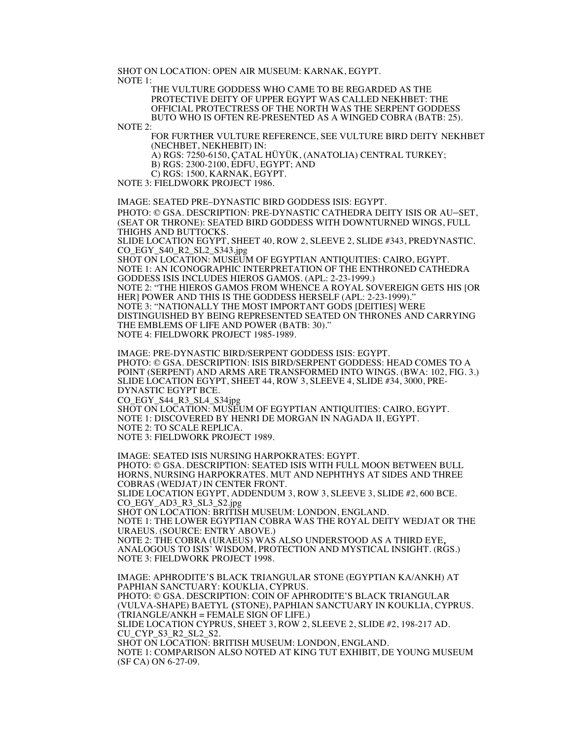SHOT ON LOCATION: OPEN AIR MUSEUM: KARNAK, EGYPT.
NOTE 1:

THE VULTURE GODDESS WHO CAME TO BE REGARDED AS THE PROTECTIVE DEITY OF UPPER EGYPT WAS CALLED NEKHBET: THE OFFICIAL PROTECTRESS OF THE NORTH WAS THE SERPENT GODDESS BUTO WHO IS OFTEN RE-PRESENTED AS A WINGED COBRA (BATB: 25).

NOTE 2:

FOR FURTHER VULTURE REFERENCE, SEE VULTURE BIRD DEITY NEKHBET (NECHBET, NEKHEBIT) IN:
A) RGS: 7250-6150, ÇATAL HÜYÜK, (ANATOLIA) CENTRAL TURKEY;
B) RGS: 2300-2100, EDFU, EGYPT; AND
C) RGS: 1500, KARNAK, EGYPT.

NOTE 3: FIELDWORK PROJECT 1986.

IMAGE: SEATED PRE–DYNASTIC BIRD GODDESS ISIS: EGYPT.
PHOTO: © GSA. DESCRIPTION: PRE-DYNASTIC CATHEDRA DEITY ISIS OR AU–SET, (SEAT OR THRONE): SEATED BIRD GODDESS WITH DOWNTURNED WINGS, FULL THIGHS AND BUTTOCKS.
SLIDE LOCATION EGYPT, SHEET 40, ROW 2, SLEEVE 2, SLIDE #343, PREDYNASTIC.
CO_EGY_S40_R2_SL2_S343.jpg
SHOT ON LOCATION: MUSEUM OF EGYPTIAN ANTIQUITIES: CAIRO, EGYPT.
NOTE 1: AN ICONOGRAPHIC INTERPRETATION OF THE ENTHRONED CATHEDRA GODDESS ISIS INCLUDES HIEROS GAMOS. (APL: 2-23-1999.)
NOTE 2: "THE HIEROS GAMOS FROM WHENCE A ROYAL SOVEREIGN GETS HIS [OR HER] POWER AND THIS IS THE GODDESS HERSELF (APL: 2-23-1999)."
NOTE 3: "NATIONALLY THE MOST IMPORTANT GODS [DEITIES] WERE DISTINGUISHED BY BEING REPRESENTED SEATED ON THRONES AND CARRYING THE EMBLEMS OF LIFE AND POWER (BATB: 30)."
NOTE 4: FIELDWORK PROJECT 1985-1989.

IMAGE: PRE-DYNASTIC BIRD/SERPENT GODDESS ISIS: EGYPT.
PHOTO: © GSA. DESCRIPTION: ISIS BIRD/SERPENT GODDESS: HEAD COMES TO A POINT (SERPENT) AND ARMS ARE TRANSFORMED INTO WINGS. (BWA: 102, FIG. 3.)
SLIDE LOCATION EGYPT, SHEET 44, ROW 3, SLEEVE 4, SLIDE #34, 3000, PRE-DYNASTIC EGYPT BCE.
CO_EGY_S44_R3_SL4_S34jpg
SHOT ON LOCATION: MUSEUM OF EGYPTIAN ANTIQUITIES: CAIRO, EGYPT.
NOTE 1: DISCOVERED BY HENRI DE MORGAN IN NAGADA II, EGYPT.
NOTE 2: TO SCALE REPLICA.
NOTE 3: FIELDWORK PROJECT 1989.

IMAGE: SEATED ISIS NURSING HARPOKRATES: EGYPT.
PHOTO: © GSA. DESCRIPTION: SEATED ISIS WITH FULL MOON BETWEEN BULL HORNS, NURSING HARPOKRATES. MUT AND NEPHTHYS AT SIDES AND THREE COBRAS (WEDJAT*)* IN CENTER FRONT.
SLIDE LOCATION EGYPT, ADDENDUM 3, ROW 3, SLEEVE 3, SLIDE #2, 600 BCE.
CO_EGY_AD3_R3_SL3_S2.jpg
SHOT ON LOCATION: BRITISH MUSEUM: LONDON, ENGLAND.
NOTE 1: THE LOWER EGYPTIAN COBRA WAS THE ROYAL DEITY WEDJAT OR THE URAEUS. (SOURCE: ENTRY ABOVE.)
NOTE 2: THE COBRA (URAEUS) WAS ALSO UNDERSTOOD AS A THIRD EYE**,** ANALOGOUS TO ISIS' WISDOM, PROTECTION AND MYSTICAL INSIGHT. (RGS.)
NOTE 3: FIELDWORK PROJECT 1998.

IMAGE: APHRODITE'S BLACK TRIANGULAR STONE (EGYPTIAN KA/ANKH) AT PAPHIAN SANCTUARY: KOUKLIA, CYPRUS.
PHOTO: © GSA. DESCRIPTION: COIN OF APHRODITE'S BLACK TRIANGULAR (VULVA-SHAPE) BAETYL (STONE), PAPHIAN SANCTUARY IN KOUKLIA, CYPRUS. (TRIANGLE/ANKH = FEMALE SIGN OF LIFE.)
SLIDE LOCATION CYPRUS, SHEET 3, ROW 2, SLEEVE 2, SLIDE #2, 198-217 AD.
CU_CYP_S3_R2_SL2_S2.
SHOT ON LOCATION: BRITISH MUSEUM: LONDON, ENGLAND.
NOTE 1: COMPARISON ALSO NOTED AT KING TUT EXHIBIT, DE YOUNG MUSEUM (SF CA) ON 6-27-09.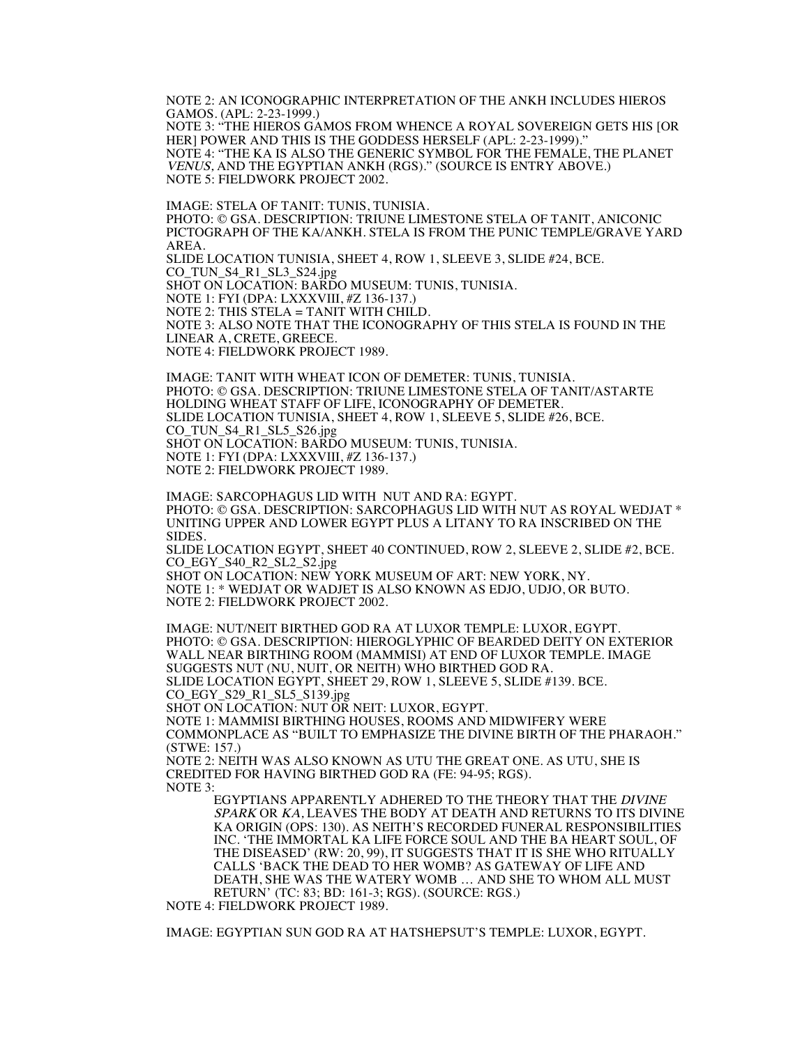NOTE 2: AN ICONOGRAPHIC INTERPRETATION OF THE ANKH INCLUDES HIEROS GAMOS. (APL: 2-23-1999.)
NOTE 3: "THE HIEROS GAMOS FROM WHENCE A ROYAL SOVEREIGN GETS HIS [OR HER] POWER AND THIS IS THE GODDESS HERSELF (APL: 2-23-1999)."
NOTE 4: "THE KA IS ALSO THE GENERIC SYMBOL FOR THE FEMALE, THE PLANET *VENUS*, AND THE EGYPTIAN ANKH (RGS)." (SOURCE IS ENTRY ABOVE.)
NOTE 5: FIELDWORK PROJECT 2002.

IMAGE: STELA OF TANIT: TUNIS, TUNISIA.
PHOTO: © GSA. DESCRIPTION: TRIUNE LIMESTONE STELA OF TANIT, ANICONIC PICTOGRAPH OF THE KA/ANKH. STELA IS FROM THE PUNIC TEMPLE/GRAVE YARD AREA.
SLIDE LOCATION TUNISIA, SHEET 4, ROW 1, SLEEVE 3, SLIDE #24, BCE.
CO_TUN_S4_R1_SL3_S24.jpg
SHOT ON LOCATION: BARDO MUSEUM: TUNIS, TUNISIA.
NOTE 1: FYI (DPA: LXXXVIII, #Z 136-137.)
NOTE 2: THIS STELA = TANIT WITH CHILD.
NOTE 3: ALSO NOTE THAT THE ICONOGRAPHY OF THIS STELA IS FOUND IN THE LINEAR A, CRETE, GREECE.
NOTE 4: FIELDWORK PROJECT 1989.

IMAGE: TANIT WITH WHEAT ICON OF DEMETER: TUNIS, TUNISIA.
PHOTO: © GSA. DESCRIPTION: TRIUNE LIMESTONE STELA OF TANIT/ASTARTE HOLDING WHEAT STAFF OF LIFE, ICONOGRAPHY OF DEMETER.
SLIDE LOCATION TUNISIA, SHEET 4, ROW 1, SLEEVE 5, SLIDE #26, BCE.
CO_TUN_S4_R1_SL5_S26.jpg
SHOT ON LOCATION: BARDO MUSEUM: TUNIS, TUNISIA.
NOTE 1: FYI (DPA: LXXXVIII, #Z 136-137.)
NOTE 2: FIELDWORK PROJECT 1989.

IMAGE: SARCOPHAGUS LID WITH NUT AND RA: EGYPT.
PHOTO: © GSA. DESCRIPTION: SARCOPHAGUS LID WITH NUT AS ROYAL WEDJAT * UNITING UPPER AND LOWER EGYPT PLUS A LITANY TO RA INSCRIBED ON THE SIDES.
SLIDE LOCATION EGYPT, SHEET 40 CONTINUED, ROW 2, SLEEVE 2, SLIDE #2, BCE.
CO_EGY_S40_R2_SL2_S2.jpg
SHOT ON LOCATION: NEW YORK MUSEUM OF ART: NEW YORK, NY.
NOTE 1: * WEDJAT OR WADJET IS ALSO KNOWN AS EDJO, UDJO, OR BUTO.
NOTE 2: FIELDWORK PROJECT 2002.

IMAGE: NUT/NEIT BIRTHED GOD RA AT LUXOR TEMPLE: LUXOR, EGYPT.
PHOTO: © GSA. DESCRIPTION: HIEROGLYPHIC OF BEARDED DEITY ON EXTERIOR WALL NEAR BIRTHING ROOM (MAMMISI) AT END OF LUXOR TEMPLE. IMAGE SUGGESTS NUT (NU, NUIT, OR NEITH) WHO BIRTHED GOD RA.
SLIDE LOCATION EGYPT, SHEET 29, ROW 1, SLEEVE 5, SLIDE #139. BCE.
CO_EGY_S29_R1_SL5_S139.jpg
SHOT ON LOCATION: NUT OR NEIT: LUXOR, EGYPT.
NOTE 1: MAMMISI BIRTHING HOUSES, ROOMS AND MIDWIFERY WERE COMMONPLACE AS "BUILT TO EMPHASIZE THE DIVINE BIRTH OF THE PHARAOH." (STWE: 157.)
NOTE 2: NEITH WAS ALSO KNOWN AS UTU THE GREAT ONE. AS UTU, SHE IS CREDITED FOR HAVING BIRTHED GOD RA (FE: 94-95; RGS).
NOTE 3:

> EGYPTIANS APPARENTLY ADHERED TO THE THEORY THAT THE *DIVINE SPARK* OR *KA*, LEAVES THE BODY AT DEATH AND RETURNS TO ITS DIVINE KA ORIGIN (OPS: 130). AS NEITH'S RECORDED FUNERAL RESPONSIBILITIES INC. 'THE IMMORTAL KA LIFE FORCE SOUL AND THE BA HEART SOUL, OF THE DISEASED' (RW: 20, 99), IT SUGGESTS THAT IT IS SHE WHO RITUALLY CALLS 'BACK THE DEAD TO HER WOMB? AS GATEWAY OF LIFE AND DEATH, SHE WAS THE WATERY WOMB … AND SHE TO WHOM ALL MUST RETURN' (TC: 83; BD: 161-3; RGS). (SOURCE: RGS.)

NOTE 4: FIELDWORK PROJECT 1989.

IMAGE: EGYPTIAN SUN GOD RA AT HATSHEPSUT'S TEMPLE: LUXOR, EGYPT.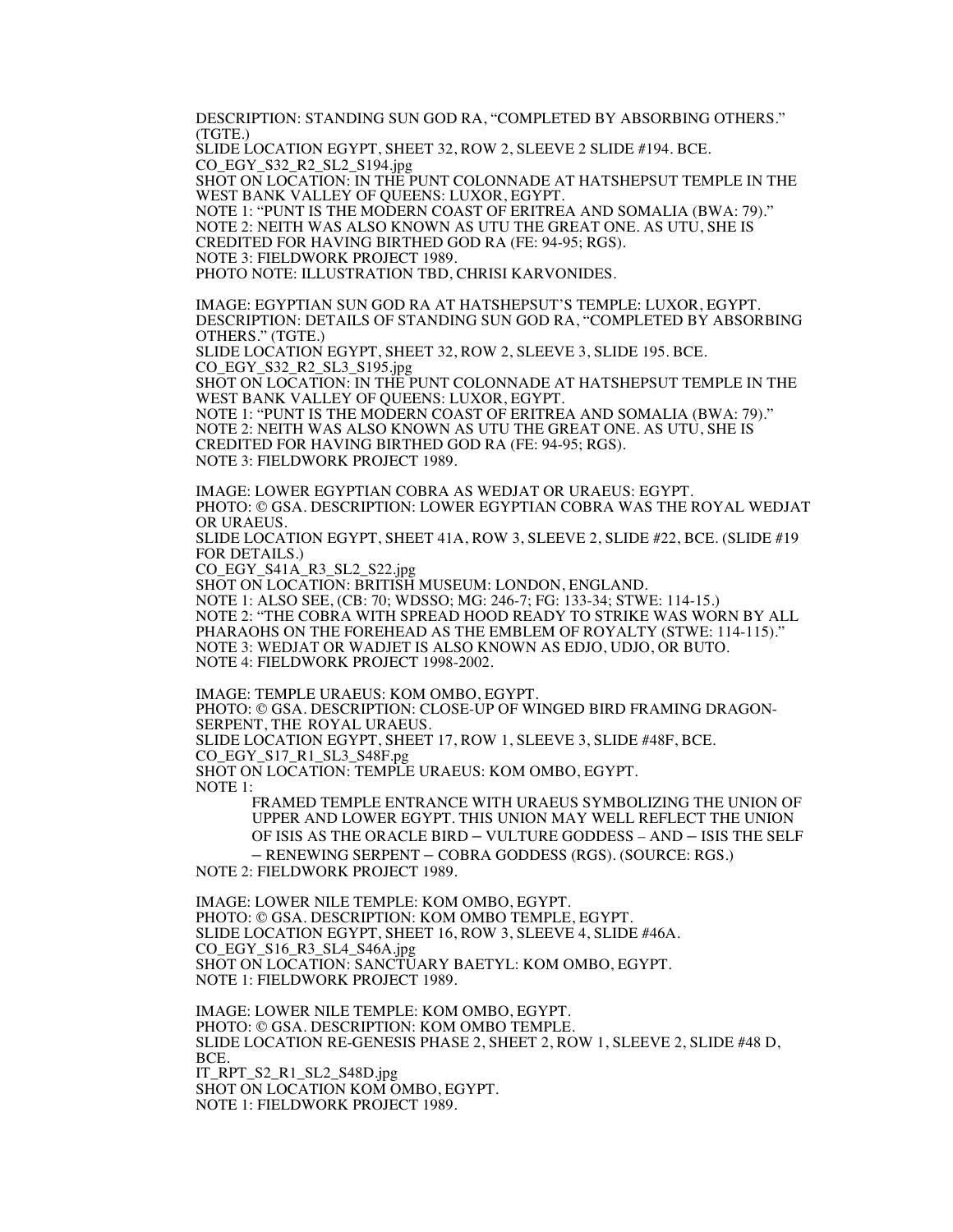DESCRIPTION: STANDING SUN GOD RA, "COMPLETED BY ABSORBING OTHERS." (TGTE.)
SLIDE LOCATION EGYPT, SHEET 32, ROW 2, SLEEVE 2 SLIDE #194. BCE.
CO_EGY_S32_R2_SL2_S194.jpg
SHOT ON LOCATION: IN THE PUNT COLONNADE AT HATSHEPSUT TEMPLE IN THE WEST BANK VALLEY OF QUEENS: LUXOR, EGYPT.
NOTE 1: "PUNT IS THE MODERN COAST OF ERITREA AND SOMALIA (BWA: 79)."
NOTE 2: NEITH WAS ALSO KNOWN AS UTU THE GREAT ONE. AS UTU, SHE IS CREDITED FOR HAVING BIRTHED GOD RA (FE: 94-95; RGS).
NOTE 3: FIELDWORK PROJECT 1989.
PHOTO NOTE: ILLUSTRATION TBD, CHRISI KARVONIDES.

IMAGE: EGYPTIAN SUN GOD RA AT HATSHEPSUT'S TEMPLE: LUXOR, EGYPT.
DESCRIPTION: DETAILS OF STANDING SUN GOD RA, "COMPLETED BY ABSORBING OTHERS." (TGTE.)
SLIDE LOCATION EGYPT, SHEET 32, ROW 2, SLEEVE 3, SLIDE 195. BCE.
CO_EGY_S32_R2_SL3_S195.jpg
SHOT ON LOCATION: IN THE PUNT COLONNADE AT HATSHEPSUT TEMPLE IN THE WEST BANK VALLEY OF QUEENS: LUXOR, EGYPT.
NOTE 1: "PUNT IS THE MODERN COAST OF ERITREA AND SOMALIA (BWA: 79)."
NOTE 2: NEITH WAS ALSO KNOWN AS UTU THE GREAT ONE. AS UTU, SHE IS CREDITED FOR HAVING BIRTHED GOD RA (FE: 94-95; RGS).
NOTE 3: FIELDWORK PROJECT 1989.

IMAGE: LOWER EGYPTIAN COBRA AS WEDJAT OR URAEUS: EGYPT.
PHOTO: © GSA. DESCRIPTION: LOWER EGYPTIAN COBRA WAS THE ROYAL WEDJAT OR URAEUS.
SLIDE LOCATION EGYPT, SHEET 41A, ROW 3, SLEEVE 2, SLIDE #22, BCE. (SLIDE #19 FOR DETAILS.)
CO_EGY_S41A_R3_SL2_S22.jpg
SHOT ON LOCATION: BRITISH MUSEUM: LONDON, ENGLAND.
NOTE 1: ALSO SEE, (CB: 70; WDSSO; MG: 246-7; FG: 133-34; STWE: 114-15.)
NOTE 2: "THE COBRA WITH SPREAD HOOD READY TO STRIKE WAS WORN BY ALL PHARAOHS ON THE FOREHEAD AS THE EMBLEM OF ROYALTY (STWE: 114-115)."
NOTE 3: WEDJAT OR WADJET IS ALSO KNOWN AS EDJO, UDJO, OR BUTO.
NOTE 4: FIELDWORK PROJECT 1998-2002.

IMAGE: TEMPLE URAEUS: KOM OMBO, EGYPT.
PHOTO: © GSA. DESCRIPTION: CLOSE-UP OF WINGED BIRD FRAMING DRAGON-SERPENT, THE ROYAL URAEUS.
SLIDE LOCATION EGYPT, SHEET 17, ROW 1, SLEEVE 3, SLIDE #48F, BCE.
CO_EGY_S17_R1_SL3_S48F.pg
SHOT ON LOCATION: TEMPLE URAEUS: KOM OMBO, EGYPT.
NOTE 1:

FRAMED TEMPLE ENTRANCE WITH URAEUS SYMBOLIZING THE UNION OF UPPER AND LOWER EGYPT. THIS UNION MAY WELL REFLECT THE UNION OF ISIS AS THE ORACLE BIRD – VULTURE GODDESS – AND – ISIS THE SELF – RENEWING SERPENT – COBRA GODDESS (RGS). (SOURCE: RGS.)

NOTE 2: FIELDWORK PROJECT 1989.

IMAGE: LOWER NILE TEMPLE: KOM OMBO, EGYPT.
PHOTO: © GSA. DESCRIPTION: KOM OMBO TEMPLE, EGYPT.
SLIDE LOCATION EGYPT, SHEET 16, ROW 3, SLEEVE 4, SLIDE #46A.
CO_EGY_S16_R3_SL4_S46A.jpg
SHOT ON LOCATION: SANCTUARY BAETYL: KOM OMBO, EGYPT.
NOTE 1: FIELDWORK PROJECT 1989.

IMAGE: LOWER NILE TEMPLE: KOM OMBO, EGYPT.
PHOTO: © GSA. DESCRIPTION: KOM OMBO TEMPLE.
SLIDE LOCATION RE-GENESIS PHASE 2, SHEET 2, ROW 1, SLEEVE 2, SLIDE #48 D, BCE.
IT_RPT_S2_R1_SL2_S48D.jpg
SHOT ON LOCATION KOM OMBO, EGYPT.
NOTE 1: FIELDWORK PROJECT 1989.